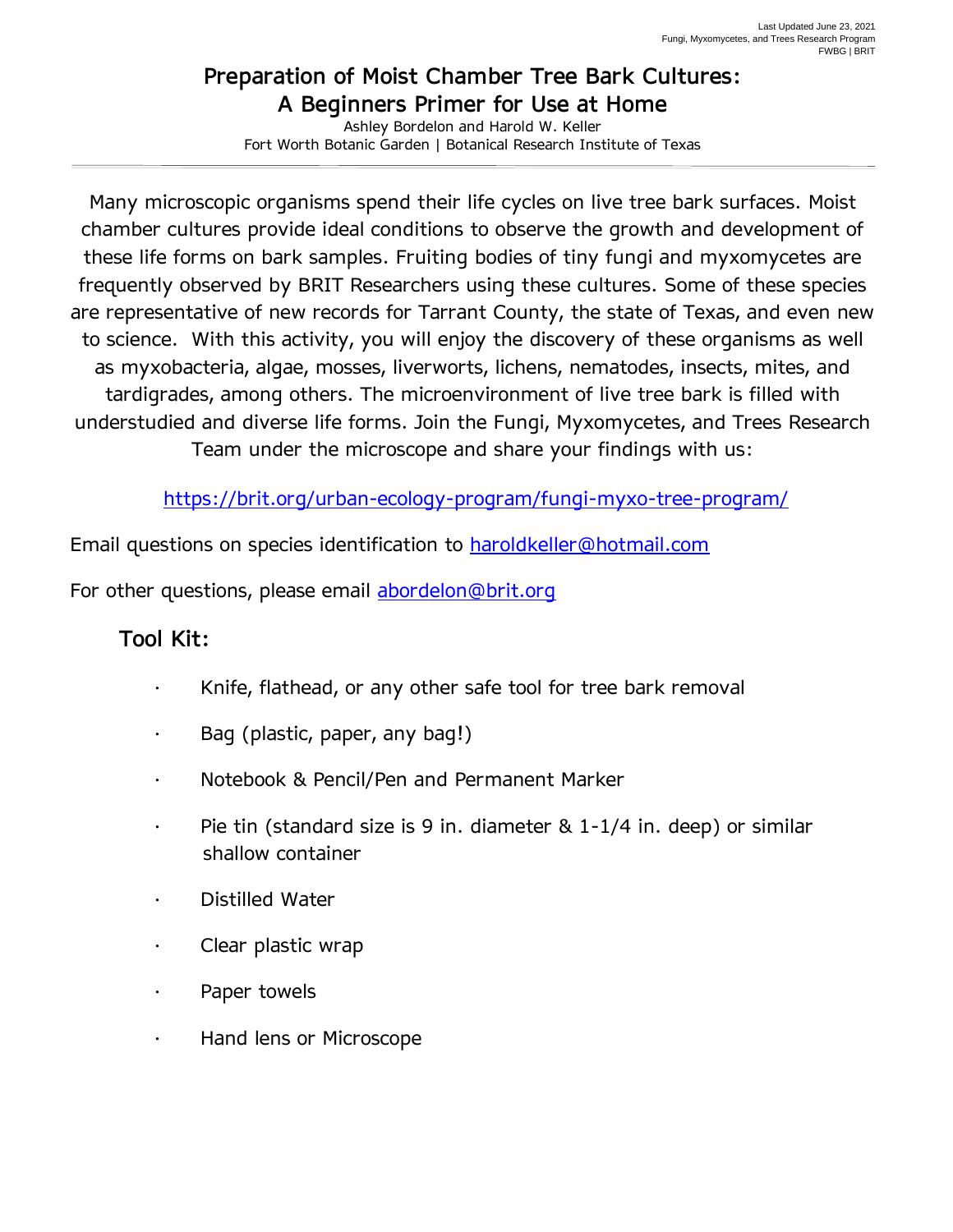# Preparation of Moist Chamber Tree Bark Cultures: A Beginners Primer for Use at Home

Ashley Bordelon and Harold W. Keller
Fort Worth Botanic Garden | Botanical Research Institute of Texas

Many microscopic organisms spend their life cycles on live tree bark surfaces. Moist chamber cultures provide ideal conditions to observe the growth and development of these life forms on bark samples. Fruiting bodies of tiny fungi and myxomycetes are frequently observed by BRIT Researchers using these cultures. Some of these species are representative of new records for Tarrant County, the state of Texas, and even new to science. With this activity, you will enjoy the discovery of these organisms as well as myxobacteria, algae, mosses, liverworts, lichens, nematodes, insects, mites, and tardigrades, among others. The microenvironment of live tree bark is filled with understudied and diverse life forms. Join the Fungi, Myxomycetes, and Trees Research Team under the microscope and share your findings with us:

https://brit.org/urban-ecology-program/fungi-myxo-tree-program/

Email questions on species identification to haroldkeller@hotmail.com

For other questions, please email abordelon@brit.org

## Tool Kit:

- Knife, flathead, or any other safe tool for tree bark removal
- Bag (plastic, paper, any bag!)
- Notebook & Pencil/Pen and Permanent Marker
- Pie tin (standard size is 9 in. diameter & 1-1/4 in. deep) or similar shallow container
- Distilled Water
- Clear plastic wrap
- Paper towels
- Hand lens or Microscope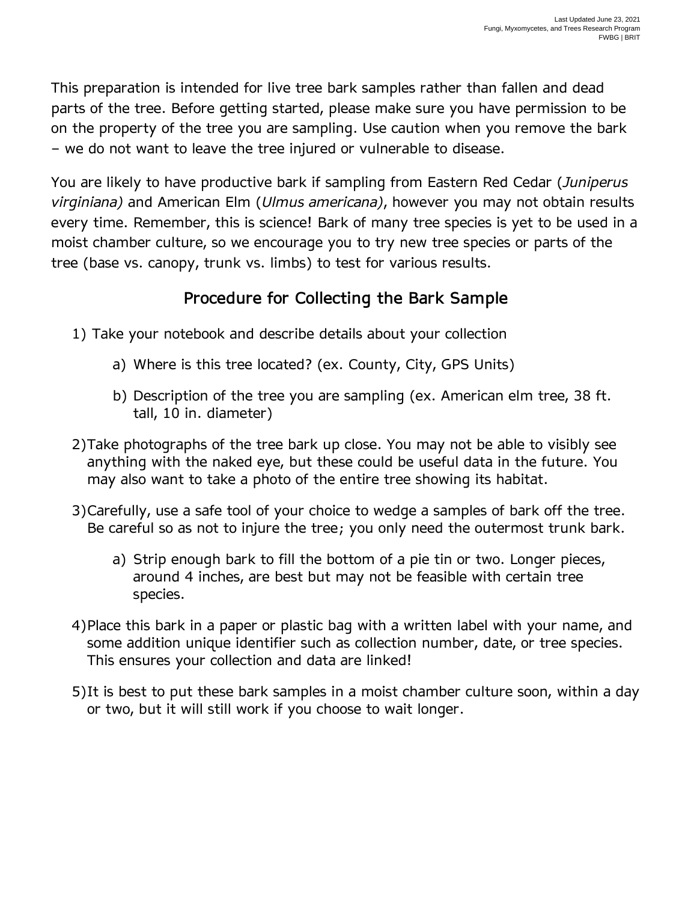This preparation is intended for live tree bark samples rather than fallen and dead parts of the tree. Before getting started, please make sure you have permission to be on the property of the tree you are sampling. Use caution when you remove the bark – we do not want to leave the tree injured or vulnerable to disease.

You are likely to have productive bark if sampling from Eastern Red Cedar (*Juniperus virginiana)* and American Elm (*Ulmus americana)*, however you may not obtain results every time. Remember, this is science! Bark of many tree species is yet to be used in a moist chamber culture, so we encourage you to try new tree species or parts of the tree (base vs. canopy, trunk vs. limbs) to test for various results.

## Procedure for Collecting the Bark Sample

1) Take your notebook and describe details about your collection
    a) Where is this tree located? (ex. County, City, GPS Units)
    b) Description of the tree you are sampling (ex. American elm tree, 38 ft. tall, 10 in. diameter)
2) Take photographs of the tree bark up close. You may not be able to visibly see anything with the naked eye, but these could be useful data in the future. You may also want to take a photo of the entire tree showing its habitat.
3) Carefully, use a safe tool of your choice to wedge a samples of bark off the tree. Be careful so as not to injure the tree; you only need the outermost trunk bark.
    a) Strip enough bark to fill the bottom of a pie tin or two. Longer pieces, around 4 inches, are best but may not be feasible with certain tree species.
4) Place this bark in a paper or plastic bag with a written label with your name, and some addition unique identifier such as collection number, date, or tree species. This ensures your collection and data are linked!
5) It is best to put these bark samples in a moist chamber culture soon, within a day or two, but it will still work if you choose to wait longer.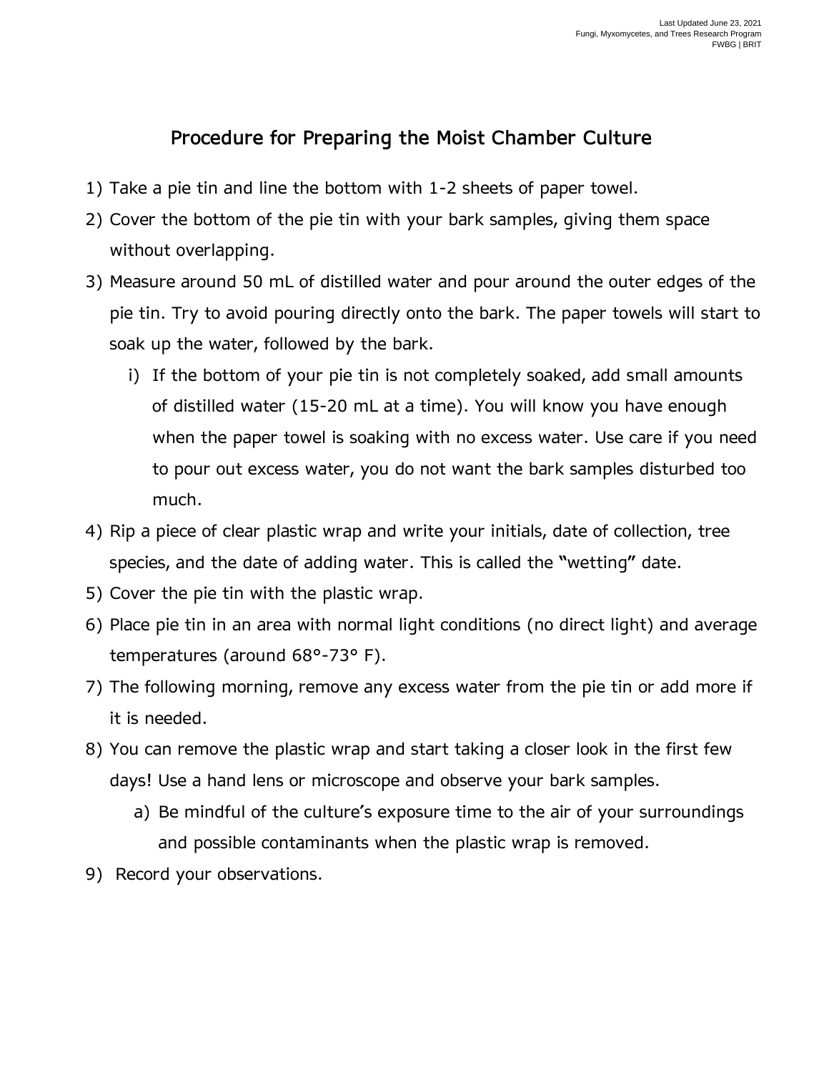# Procedure for Preparing the Moist Chamber Culture

1) Take a pie tin and line the bottom with 1-2 sheets of paper towel.
2) Cover the bottom of the pie tin with your bark samples, giving them space without overlapping.
3) Measure around 50 mL of distilled water and pour around the outer edges of the pie tin. Try to avoid pouring directly onto the bark. The paper towels will start to soak up the water, followed by the bark.
   i) If the bottom of your pie tin is not completely soaked, add small amounts of distilled water (15-20 mL at a time). You will know you have enough when the paper towel is soaking with no excess water. Use care if you need to pour out excess water, you do not want the bark samples disturbed too much.
4) Rip a piece of clear plastic wrap and write your initials, date of collection, tree species, and the date of adding water. This is called the "wetting" date.
5) Cover the pie tin with the plastic wrap.
6) Place pie tin in an area with normal light conditions (no direct light) and average temperatures (around 68°-73° F).
7) The following morning, remove any excess water from the pie tin or add more if it is needed.
8) You can remove the plastic wrap and start taking a closer look in the first few days! Use a hand lens or microscope and observe your bark samples.
   a) Be mindful of the culture's exposure time to the air of your surroundings and possible contaminants when the plastic wrap is removed.
9) Record your observations.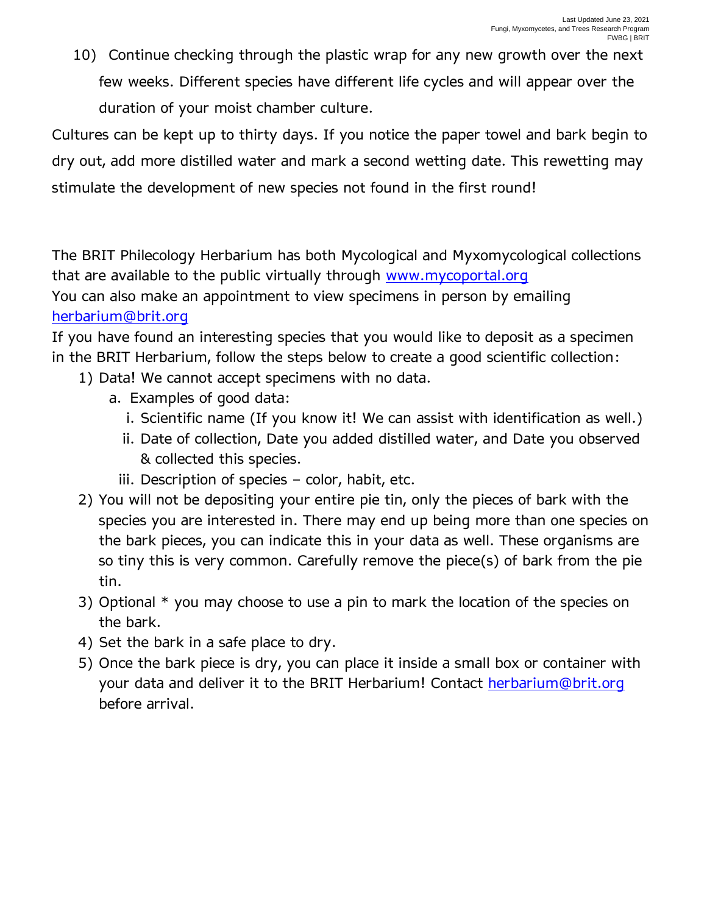10) Continue checking through the plastic wrap for any new growth over the next few weeks. Different species have different life cycles and will appear over the duration of your moist chamber culture.

Cultures can be kept up to thirty days. If you notice the paper towel and bark begin to dry out, add more distilled water and mark a second wetting date. This rewetting may stimulate the development of new species not found in the first round!

The BRIT Philecology Herbarium has both Mycological and Myxomycological collections that are available to the public virtually through www.mycoportal.org

You can also make an appointment to view specimens in person by emailing herbarium@brit.org

If you have found an interesting species that you would like to deposit as a specimen in the BRIT Herbarium, follow the steps below to create a good scientific collection:

1) Data! We cannot accept specimens with no data.
   a. Examples of good data:
      i. Scientific name (If you know it! We can assist with identification as well.)
      ii. Date of collection, Date you added distilled water, and Date you observed & collected this species.
      iii. Description of species – color, habit, etc.
2) You will not be depositing your entire pie tin, only the pieces of bark with the species you are interested in. There may end up being more than one species on the bark pieces, you can indicate this in your data as well. These organisms are so tiny this is very common. Carefully remove the piece(s) of bark from the pie tin.
3) Optional * you may choose to use a pin to mark the location of the species on the bark.
4) Set the bark in a safe place to dry.
5) Once the bark piece is dry, you can place it inside a small box or container with your data and deliver it to the BRIT Herbarium! Contact herbarium@brit.org before arrival.